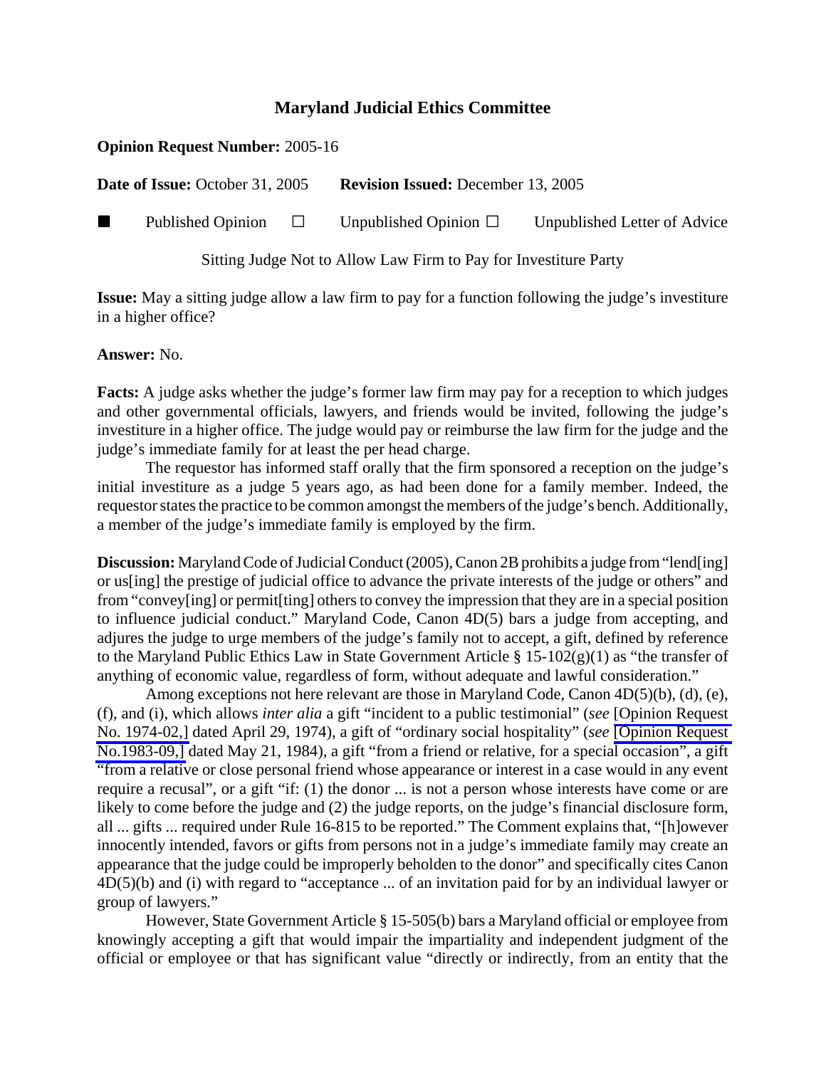## Maryland Judicial Ethics Committee

**Opinion Request Number:** 2005-16

**Date of Issue:** October 31, 2005 **Revision Issued:** December 13, 2005

■ Published Opinion ☐ Unpublished Opinion ☐ Unpublished Letter of Advice

Sitting Judge Not to Allow Law Firm to Pay for Investiture Party

**Issue:** May a sitting judge allow a law firm to pay for a function following the judge's investiture in a higher office?

**Answer:** No.

**Facts:** A judge asks whether the judge's former law firm may pay for a reception to which judges and other governmental officials, lawyers, and friends would be invited, following the judge's investiture in a higher office. The judge would pay or reimburse the law firm for the judge and the judge's immediate family for at least the per head charge.

The requestor has informed staff orally that the firm sponsored a reception on the judge's initial investiture as a judge 5 years ago, as had been done for a family member. Indeed, the requestor states the practice to be common amongst the members of the judge's bench. Additionally, a member of the judge's immediate family is employed by the firm.

**Discussion:** Maryland Code of Judicial Conduct (2005), Canon 2B prohibits a judge from "lend[ing] or us[ing] the prestige of judicial office to advance the private interests of the judge or others" and from "convey[ing] or permit[ting] others to convey the impression that they are in a special position to influence judicial conduct." Maryland Code, Canon 4D(5) bars a judge from accepting, and adjures the judge to urge members of the judge's family not to accept, a gift, defined by reference to the Maryland Public Ethics Law in State Government Article § 15-102(g)(1) as "the transfer of anything of economic value, regardless of form, without adequate and lawful consideration."

Among exceptions not here relevant are those in Maryland Code, Canon 4D(5)(b), (d), (e), (f), and (i), which allows *inter alia* a gift "incident to a public testimonial" (*see* [Opinion Request No. 1974-02,] dated April 29, 1974), a gift of "ordinary social hospitality" (*see* [Opinion Request No.1983-09,] dated May 21, 1984), a gift "from a friend or relative, for a special occasion", a gift "from a relative or close personal friend whose appearance or interest in a case would in any event require a recusal", or a gift "if: (1) the donor ... is not a person whose interests have come or are likely to come before the judge and (2) the judge reports, on the judge's financial disclosure form, all ... gifts ... required under Rule 16-815 to be reported." The Comment explains that, "[h]owever innocently intended, favors or gifts from persons not in a judge's immediate family may create an appearance that the judge could be improperly beholden to the donor" and specifically cites Canon 4D(5)(b) and (i) with regard to "acceptance ... of an invitation paid for by an individual lawyer or group of lawyers."

However, State Government Article § 15-505(b) bars a Maryland official or employee from knowingly accepting a gift that would impair the impartiality and independent judgment of the official or employee or that has significant value "directly or indirectly, from an entity that the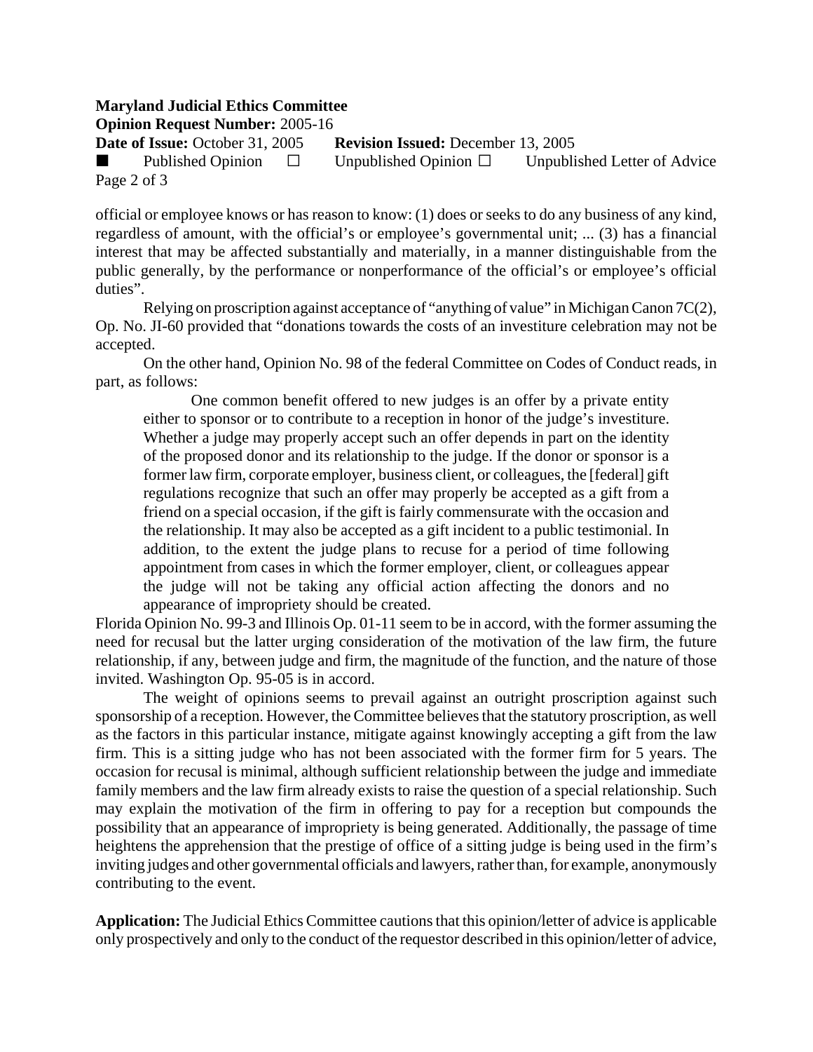official or employee knows or has reason to know: (1) does or seeks to do any business of any kind, regardless of amount, with the official's or employee's governmental unit; ... (3) has a financial interest that may be affected substantially and materially, in a manner distinguishable from the public generally, by the performance or nonperformance of the official's or employee's official duties".

Relying on proscription against acceptance of "anything of value" in Michigan Canon 7C(2), Op. No. JI-60 provided that "donations towards the costs of an investiture celebration may not be accepted.

On the other hand, Opinion No. 98 of the federal Committee on Codes of Conduct reads, in part, as follows:

> One common benefit offered to new judges is an offer by a private entity either to sponsor or to contribute to a reception in honor of the judge's investiture. Whether a judge may properly accept such an offer depends in part on the identity of the proposed donor and its relationship to the judge. If the donor or sponsor is a former law firm, corporate employer, business client, or colleagues, the [federal] gift regulations recognize that such an offer may properly be accepted as a gift from a friend on a special occasion, if the gift is fairly commensurate with the occasion and the relationship. It may also be accepted as a gift incident to a public testimonial. In addition, to the extent the judge plans to recuse for a period of time following appointment from cases in which the former employer, client, or colleagues appear the judge will not be taking any official action affecting the donors and no appearance of impropriety should be created.

Florida Opinion No. 99-3 and Illinois Op. 01-11 seem to be in accord, with the former assuming the need for recusal but the latter urging consideration of the motivation of the law firm, the future relationship, if any, between judge and firm, the magnitude of the function, and the nature of those invited. Washington Op. 95-05 is in accord.

The weight of opinions seems to prevail against an outright proscription against such sponsorship of a reception. However, the Committee believes that the statutory proscription, as well as the factors in this particular instance, mitigate against knowingly accepting a gift from the law firm. This is a sitting judge who has not been associated with the former firm for 5 years. The occasion for recusal is minimal, although sufficient relationship between the judge and immediate family members and the law firm already exists to raise the question of a special relationship. Such may explain the motivation of the firm in offering to pay for a reception but compounds the possibility that an appearance of impropriety is being generated. Additionally, the passage of time heightens the apprehension that the prestige of office of a sitting judge is being used in the firm's inviting judges and other governmental officials and lawyers, rather than, for example, anonymously contributing to the event.

**Application:** The Judicial Ethics Committee cautions that this opinion/letter of advice is applicable only prospectively and only to the conduct of the requestor described in this opinion/letter of advice,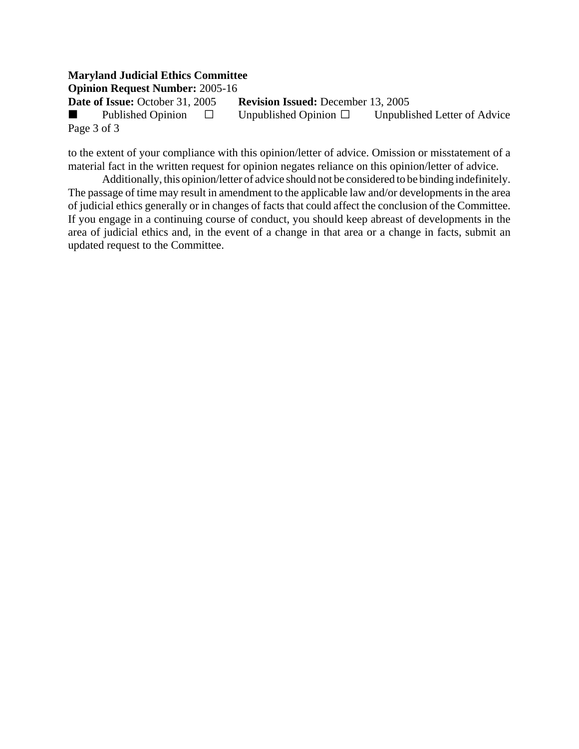to the extent of your compliance with this opinion/letter of advice. Omission or misstatement of a material fact in the written request for opinion negates reliance on this opinion/letter of advice.

Additionally, this opinion/letter of advice should not be considered to be binding indefinitely. The passage of time may result in amendment to the applicable law and/or developments in the area of judicial ethics generally or in changes of facts that could affect the conclusion of the Committee. If you engage in a continuing course of conduct, you should keep abreast of developments in the area of judicial ethics and, in the event of a change in that area or a change in facts, submit an updated request to the Committee.